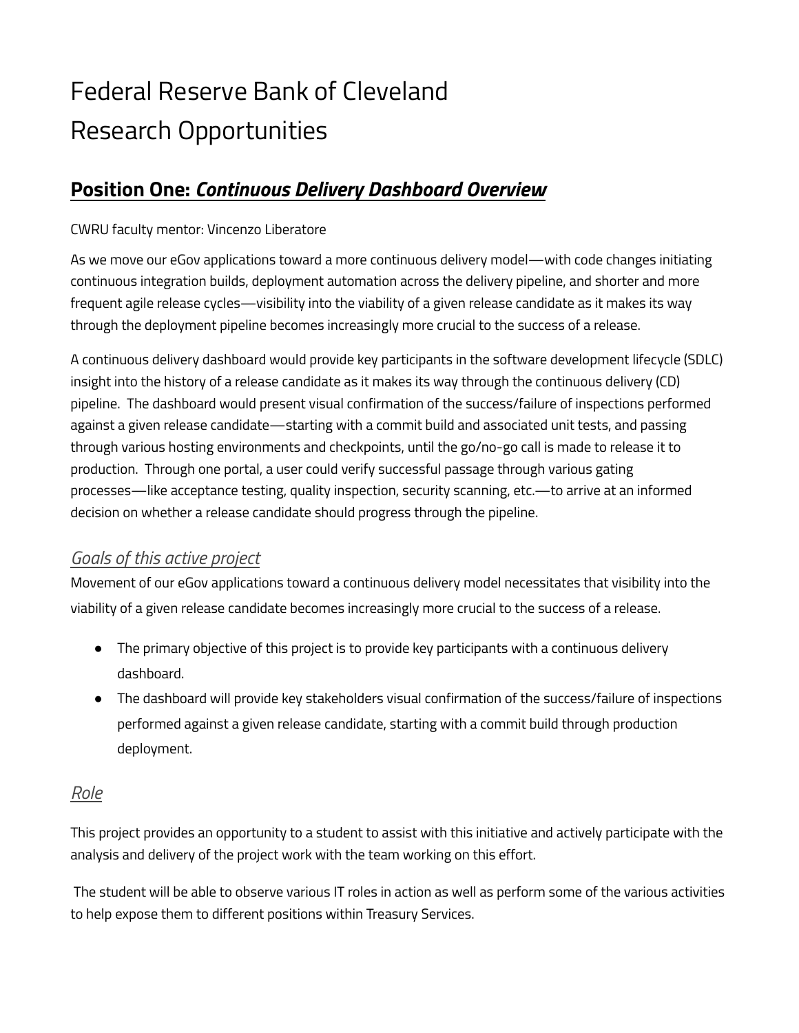# Federal Reserve Bank of Cleveland
# Research Opportunities

## Position One: ***Continuous Delivery Dashboard Overview***

CWRU faculty mentor: Vincenzo Liberatore

As we move our eGov applications toward a more continuous delivery model—with code changes initiating continuous integration builds, deployment automation across the delivery pipeline, and shorter and more frequent agile release cycles—visibility into the viability of a given release candidate as it makes its way through the deployment pipeline becomes increasingly more crucial to the success of a release.

A continuous delivery dashboard would provide key participants in the software development lifecycle (SDLC) insight into the history of a release candidate as it makes its way through the continuous delivery (CD) pipeline. The dashboard would present visual confirmation of the success/failure of inspections performed against a given release candidate—starting with a commit build and associated unit tests, and passing through various hosting environments and checkpoints, until the go/no-go call is made to release it to production. Through one portal, a user could verify successful passage through various gating processes—like acceptance testing, quality inspection, security scanning, etc.—to arrive at an informed decision on whether a release candidate should progress through the pipeline.

### *Goals of this active project*

Movement of our eGov applications toward a continuous delivery model necessitates that visibility into the viability of a given release candidate becomes increasingly more crucial to the success of a release.

- The primary objective of this project is to provide key participants with a continuous delivery dashboard.
- The dashboard will provide key stakeholders visual confirmation of the success/failure of inspections performed against a given release candidate, starting with a commit build through production deployment.

### *Role*

This project provides an opportunity to a student to assist with this initiative and actively participate with the analysis and delivery of the project work with the team working on this effort.

The student will be able to observe various IT roles in action as well as perform some of the various activities to help expose them to different positions within Treasury Services.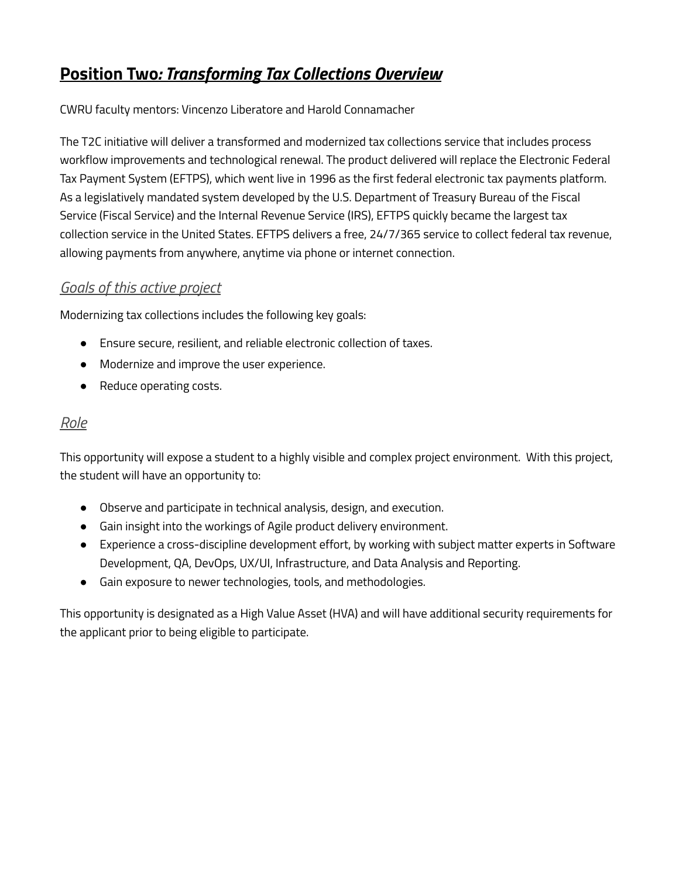## **Position Two: *Transforming Tax Collections Overview***

CWRU faculty mentors: Vincenzo Liberatore and Harold Connamacher

The T2C initiative will deliver a transformed and modernized tax collections service that includes process workflow improvements and technological renewal. The product delivered will replace the Electronic Federal Tax Payment System (EFTPS), which went live in 1996 as the first federal electronic tax payments platform. As a legislatively mandated system developed by the U.S. Department of Treasury Bureau of the Fiscal Service (Fiscal Service) and the Internal Revenue Service (IRS), EFTPS quickly became the largest tax collection service in the United States. EFTPS delivers a free, 24/7/365 service to collect federal tax revenue, allowing payments from anywhere, anytime via phone or internet connection.

### *Goals of this active project*

Modernizing tax collections includes the following key goals:

- Ensure secure, resilient, and reliable electronic collection of taxes.
- Modernize and improve the user experience.
- Reduce operating costs.

### *Role*

This opportunity will expose a student to a highly visible and complex project environment. With this project, the student will have an opportunity to:

- Observe and participate in technical analysis, design, and execution.
- Gain insight into the workings of Agile product delivery environment.
- Experience a cross-discipline development effort, by working with subject matter experts in Software Development, QA, DevOps, UX/UI, Infrastructure, and Data Analysis and Reporting.
- Gain exposure to newer technologies, tools, and methodologies.

This opportunity is designated as a High Value Asset (HVA) and will have additional security requirements for the applicant prior to being eligible to participate.